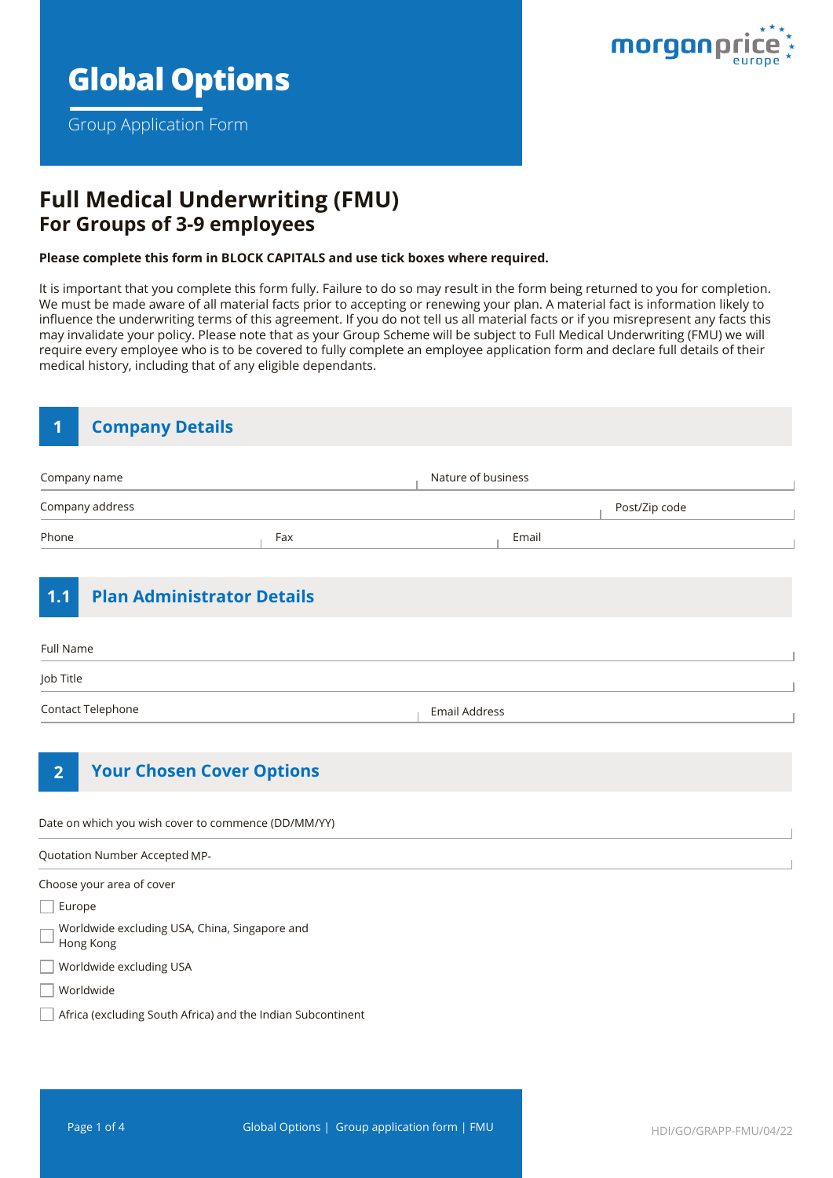# Global Options

Group Application Form

morganprice europe

## Full Medical Underwriting (FMU)
### For Groups of 3-9 employees

**Please complete this form in BLOCK CAPITALS and use tick boxes where required.**

It is important that you complete this form fully. Failure to do so may result in the form being returned to you for completion. We must be made aware of all material facts prior to accepting or renewing your plan. A material fact is information likely to influence the underwriting terms of this agreement. If you do not tell us all material facts or if you misrepresent any facts this may invalidate your policy. Please note that as your Group Scheme will be subject to Full Medical Underwriting (FMU) we will require every employee who is to be covered to fully complete an employee application form and declare full details of their medical history, including that of any eligible dependants.

## 1 Company Details

Company name

Nature of business

Company address

Post/Zip code

Phone

Fax

Email

## 1.1 Plan Administrator Details

Full Name

Job Title

Contact Telephone

Email Address

## 2 Your Chosen Cover Options

Date on which you wish cover to commence (DD/MM/YY)

Quotation Number Accepted MP-

Choose your area of cover

- ☐ Europe
- ☐ Worldwide excluding USA, China, Singapore and Hong Kong
- ☐ Worldwide excluding USA
- ☐ Worldwide
- ☐ Africa (excluding South Africa) and the Indian Subcontinent

HDI/GO/GRAPP-FMU/04/22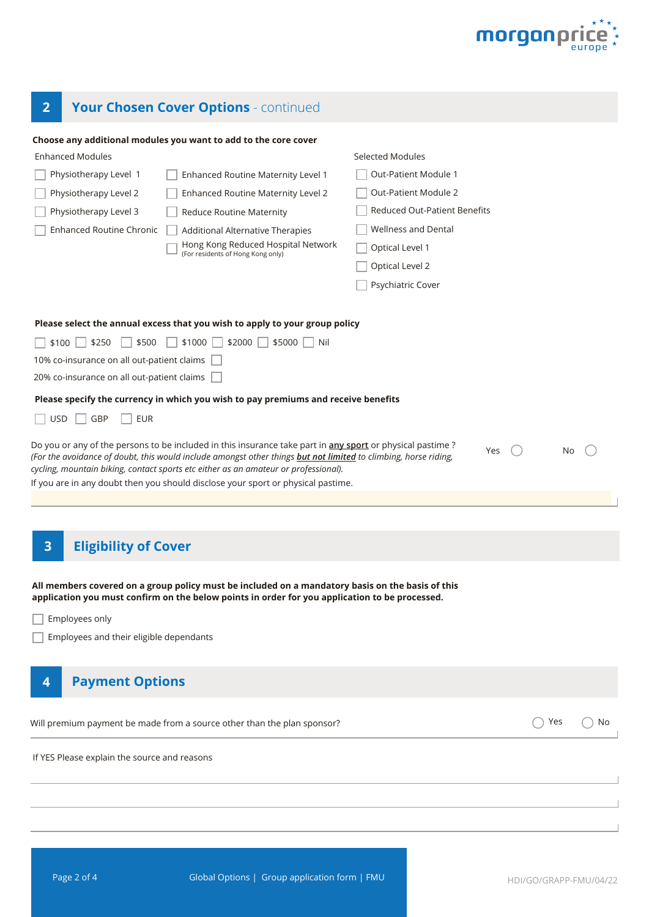## 2 Your Chosen Cover Options - continued

**Choose any additional modules you want to add to the core cover**

Enhanced Modules

- ☐ Physiotherapy Level 1
- ☐ Physiotherapy Level 2
- ☐ Physiotherapy Level 3
- ☐ Enhanced Routine Chronic
- ☐ Enhanced Routine Maternity Level 1
- ☐ Enhanced Routine Maternity Level 2
- ☐ Reduce Routine Maternity
- ☐ Additional Alternative Therapies
- ☐ Hong Kong Reduced Hospital Network (For residents of Hong Kong only)

Selected Modules

- ☐ Out-Patient Module 1
- ☐ Out-Patient Module 2
- ☐ Reduced Out-Patient Benefits
- ☐ Wellness and Dental
- ☐ Optical Level 1
- ☐ Optical Level 2
- ☐ Psychiatric Cover

**Please select the annual excess that you wish to apply to your group policy**

☐ $100 ☐ $250 ☐ $500 ☐ $1000 ☐ $2000 ☐ $5000 ☐ Nil

10% co-insurance on all out-patient claims ☐

20% co-insurance on all out-patient claims ☐

**Please specify the currency in which you wish to pay premiums and receive benefits**

☐ USD ☐ GBP ☐ EUR

Do you or any of the persons to be included in this insurance take part in any sport or physical pastime ? *(For the avoidance of doubt, this would include amongst other things **but not limited** to climbing, horse riding, cycling, mountain biking, contact sports etc either as an amateur or professional).* ◯ Yes ◯ No

If you are in any doubt then you should disclose your sport or physical pastime.

## 3 Eligibility of Cover

**All members covered on a group policy must be included on a mandatory basis on the basis of this application you must confirm on the below points in order for you application to be processed.**

- ☐ Employees only
- ☐ Employees and their eligible dependants

## 4 Payment Options

Will premium payment be made from a source other than the plan sponsor? ◯ Yes ◯ No

If YES Please explain the source and reasons

Global Options | Group application form | FMU

HDI/GO/GRAPP-FMU/04/22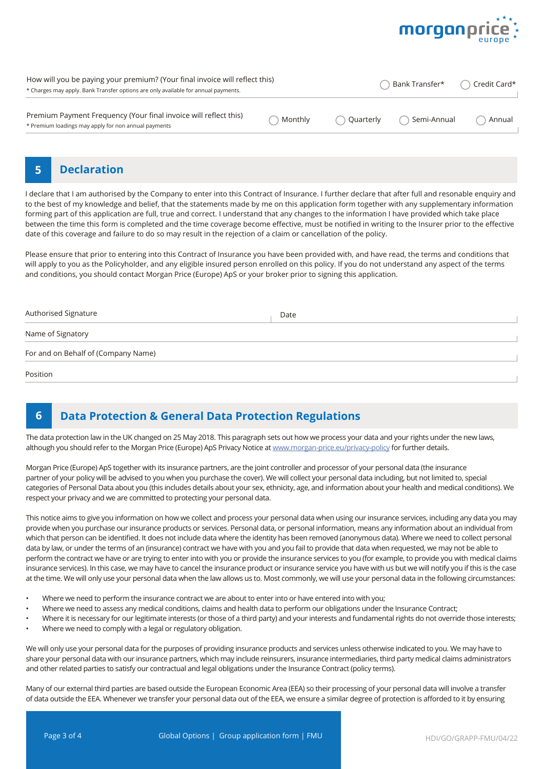| How will you be paying your premium? (Your final invoice will reflect this)<br>* Charges may apply. Bank Transfer options are only available for annual payments. | | | ◯ Bank Transfer* | ◯ Credit Card* |
|---|---|---|---|---|
| Premium Payment Frequency (Your final invoice will reflect this)<br>* Premium loadings may apply for non annual payments | ◯ Monthly | ◯ Quarterly | ◯ Semi-Annual | ◯ Annual |

## 5 Declaration

I declare that I am authorised by the Company to enter into this Contract of Insurance. I further declare that after full and resonable enquiry and to the best of my knowledge and belief, that the statements made by me on this application form together with any supplementary information forming part of this application are full, true and correct. I understand that any changes to the information I have provided which take place between the time this form is completed and the time coverage become effective, must be notified in writing to the Insurer prior to the effective date of this coverage and failure to do so may result in the rejection of a claim or cancellation of the policy.

Please ensure that prior to entering into this Contract of Insurance you have been provided with, and have read, the terms and conditions that will apply to you as the Policyholder, and any eligible insured person enrolled on this policy. If you do not understand any aspect of the terms and conditions, you should contact Morgan Price (Europe) ApS or your broker prior to signing this application.

| Authorised Signature | Date |
|---|---|
| Name of Signatory | |
| For and on Behalf of (Company Name) | |
| Position | |

## 6 Data Protection & General Data Protection Regulations

The data protection law in the UK changed on 25 May 2018. This paragraph sets out how we process your data and your rights under the new laws, although you should refer to the Morgan Price (Europe) ApS Privacy Notice at www.morgan-price.eu/privacy-policy for further details.

Morgan Price (Europe) ApS together with its insurance partners, are the joint controller and processor of your personal data (the insurance partner of your policy will be advised to you when you purchase the cover). We will collect your personal data including, but not limited to, special categories of Personal Data about you (this includes details about your sex, ethnicity, age, and information about your health and medical conditions). We respect your privacy and we are committed to protecting your personal data.

This notice aims to give you information on how we collect and process your personal data when using our insurance services, including any data you may provide when you purchase our insurance products or services. Personal data, or personal information, means any information about an individual from which that person can be identified. It does not include data where the identity has been removed (anonymous data). Where we need to collect personal data by law, or under the terms of an (insurance) contract we have with you and you fail to provide that data when requested, we may not be able to perform the contract we have or are trying to enter into with you or provide the insurance services to you (for example, to provide you with medical claims insurance services). In this case, we may have to cancel the insurance product or insurance service you have with us but we will notify you if this is the case at the time. We will only use your personal data when the law allows us to. Most commonly, we will use your personal data in the following circumstances:

- Where we need to perform the insurance contract we are about to enter into or have entered into with you;
- Where we need to assess any medical conditions, claims and health data to perform our obligations under the Insurance Contract;
- Where it is necessary for our legitimate interests (or those of a third party) and your interests and fundamental rights do not override those interests;
- Where we need to comply with a legal or regulatory obligation.

We will only use your personal data for the purposes of providing insurance products and services unless otherwise indicated to you. We may have to share your personal data with our insurance partners, which may include reinsurers, insurance intermediaries, third party medical claims administrators and other related parties to satisfy our contractual and legal obligations under the Insurance Contract (policy terms).

Many of our external third parties are based outside the European Economic Area (EEA) so their processing of your personal data will involve a transfer of data outside the EEA. Whenever we transfer your personal data out of the EEA, we ensure a similar degree of protection is afforded to it by ensuring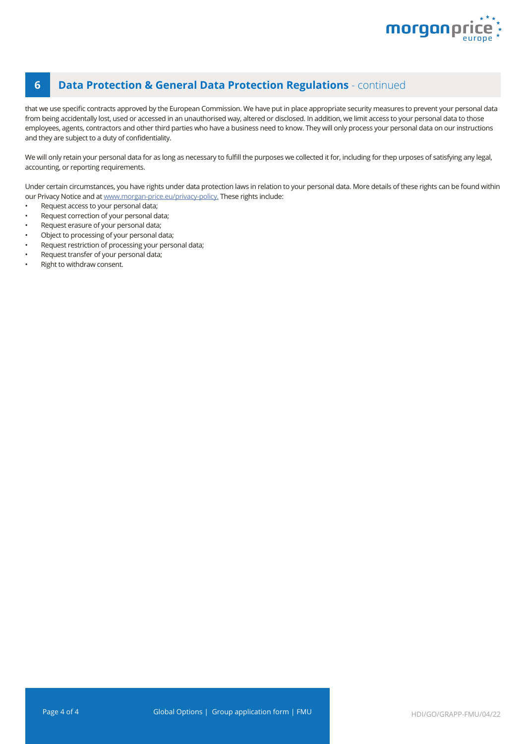## 6 Data Protection & General Data Protection Regulations - continued

that we use specific contracts approved by the European Commission. We have put in place appropriate security measures to prevent your personal data from being accidentally lost, used or accessed in an unauthorised way, altered or disclosed. In addition, we limit access to your personal data to those employees, agents, contractors and other third parties who have a business need to know. They will only process your personal data on our instructions and they are subject to a duty of confidentiality.

We will only retain your personal data for as long as necessary to fulfill the purposes we collected it for, including for thep urposes of satisfying any legal, accounting, or reporting requirements.

Under certain circumstances, you have rights under data protection laws in relation to your personal data. More details of these rights can be found within our Privacy Notice and at [www.morgan-price.eu/privacy-policy.](www.morgan-price.eu/privacy-policy) These rights include:

- Request access to your personal data;
- Request correction of your personal data;
- Request erasure of your personal data;
- Object to processing of your personal data;
- Request restriction of processing your personal data;
- Request transfer of your personal data;
- Right to withdraw consent.